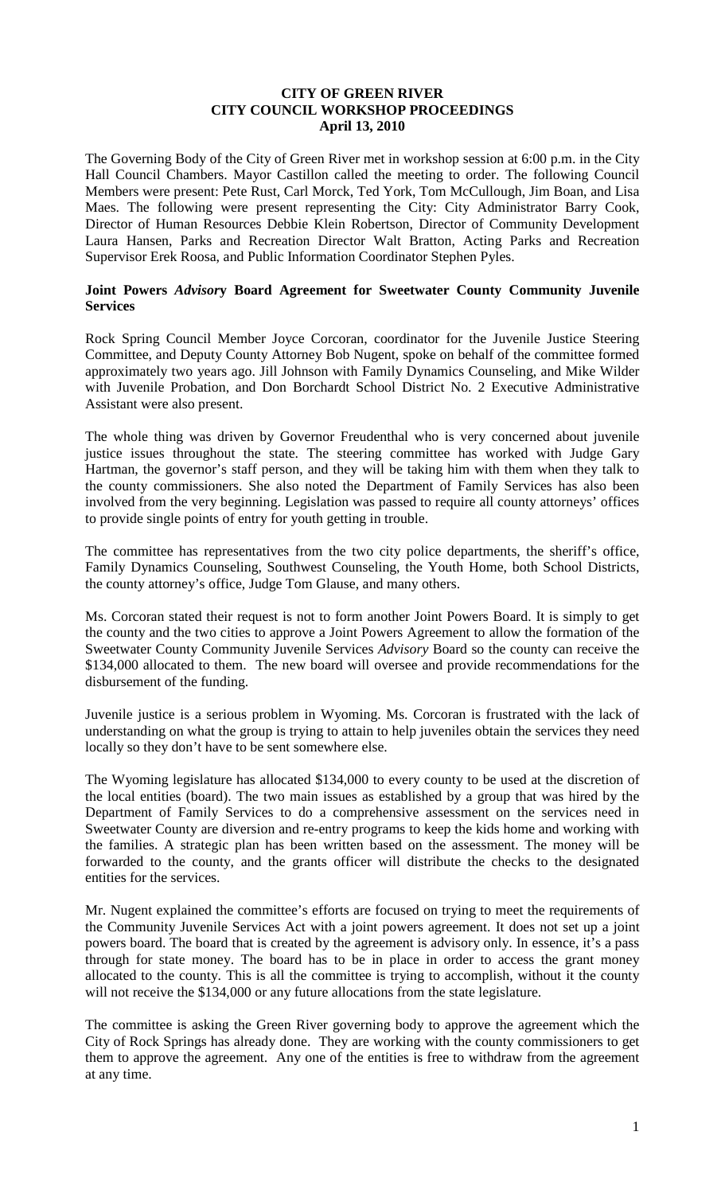**CITY OF GREEN RIVER**
**CITY COUNCIL WORKSHOP PROCEEDINGS**
**April 13, 2010**

The Governing Body of the City of Green River met in workshop session at 6:00 p.m. in the City Hall Council Chambers. Mayor Castillon called the meeting to order. The following Council Members were present: Pete Rust, Carl Morck, Ted York, Tom McCullough, Jim Boan, and Lisa Maes. The following were present representing the City: City Administrator Barry Cook, Director of Human Resources Debbie Klein Robertson, Director of Community Development Laura Hansen, Parks and Recreation Director Walt Bratton, Acting Parks and Recreation Supervisor Erek Roosa, and Public Information Coordinator Stephen Pyles.

**Joint Powers *Advisory* Board Agreement for Sweetwater County Community Juvenile Services**

Rock Spring Council Member Joyce Corcoran, coordinator for the Juvenile Justice Steering Committee, and Deputy County Attorney Bob Nugent, spoke on behalf of the committee formed approximately two years ago. Jill Johnson with Family Dynamics Counseling, and Mike Wilder with Juvenile Probation, and Don Borchardt School District No. 2 Executive Administrative Assistant were also present.

The whole thing was driven by Governor Freudenthal who is very concerned about juvenile justice issues throughout the state. The steering committee has worked with Judge Gary Hartman, the governor's staff person, and they will be taking him with them when they talk to the county commissioners. She also noted the Department of Family Services has also been involved from the very beginning. Legislation was passed to require all county attorneys' offices to provide single points of entry for youth getting in trouble.

The committee has representatives from the two city police departments, the sheriff's office, Family Dynamics Counseling, Southwest Counseling, the Youth Home, both School Districts, the county attorney's office, Judge Tom Glause, and many others.

Ms. Corcoran stated their request is not to form another Joint Powers Board. It is simply to get the county and the two cities to approve a Joint Powers Agreement to allow the formation of the Sweetwater County Community Juvenile Services *Advisory* Board so the county can receive the $134,000 allocated to them. The new board will oversee and provide recommendations for the disbursement of the funding.

Juvenile justice is a serious problem in Wyoming. Ms. Corcoran is frustrated with the lack of understanding on what the group is trying to attain to help juveniles obtain the services they need locally so they don't have to be sent somewhere else.

The Wyoming legislature has allocated $134,000 to every county to be used at the discretion of the local entities (board). The two main issues as established by a group that was hired by the Department of Family Services to do a comprehensive assessment on the services need in Sweetwater County are diversion and re-entry programs to keep the kids home and working with the families. A strategic plan has been written based on the assessment. The money will be forwarded to the county, and the grants officer will distribute the checks to the designated entities for the services.

Mr. Nugent explained the committee's efforts are focused on trying to meet the requirements of the Community Juvenile Services Act with a joint powers agreement. It does not set up a joint powers board. The board that is created by the agreement is advisory only. In essence, it's a pass through for state money. The board has to be in place in order to access the grant money allocated to the county. This is all the committee is trying to accomplish, without it the county will not receive the $134,000 or any future allocations from the state legislature.

The committee is asking the Green River governing body to approve the agreement which the City of Rock Springs has already done. They are working with the county commissioners to get them to approve the agreement. Any one of the entities is free to withdraw from the agreement at any time.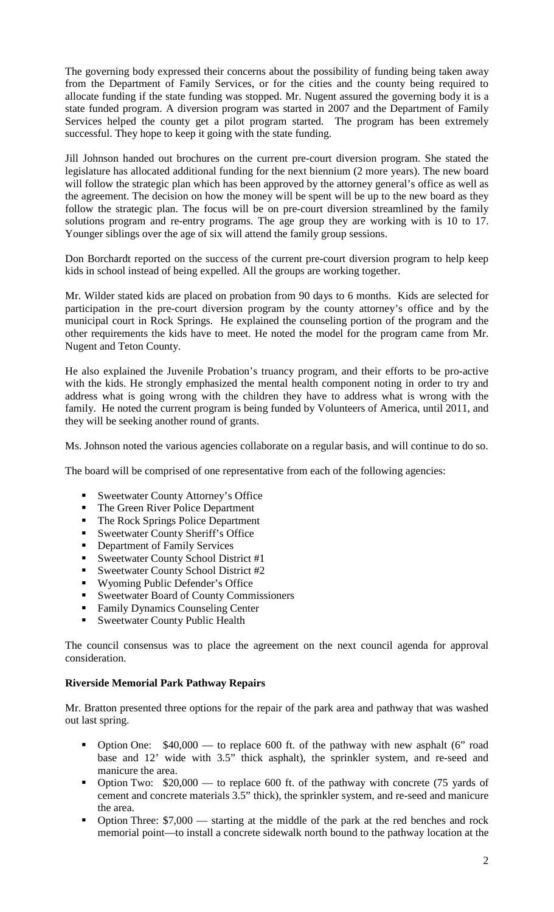The governing body expressed their concerns about the possibility of funding being taken away from the Department of Family Services, or for the cities and the county being required to allocate funding if the state funding was stopped. Mr. Nugent assured the governing body it is a state funded program. A diversion program was started in 2007 and the Department of Family Services helped the county get a pilot program started. The program has been extremely successful. They hope to keep it going with the state funding.

Jill Johnson handed out brochures on the current pre-court diversion program. She stated the legislature has allocated additional funding for the next biennium (2 more years). The new board will follow the strategic plan which has been approved by the attorney general's office as well as the agreement. The decision on how the money will be spent will be up to the new board as they follow the strategic plan. The focus will be on pre-court diversion streamlined by the family solutions program and re-entry programs. The age group they are working with is 10 to 17. Younger siblings over the age of six will attend the family group sessions.

Don Borchardt reported on the success of the current pre-court diversion program to help keep kids in school instead of being expelled. All the groups are working together.

Mr. Wilder stated kids are placed on probation from 90 days to 6 months. Kids are selected for participation in the pre-court diversion program by the county attorney's office and by the municipal court in Rock Springs. He explained the counseling portion of the program and the other requirements the kids have to meet. He noted the model for the program came from Mr. Nugent and Teton County.

He also explained the Juvenile Probation's truancy program, and their efforts to be pro-active with the kids. He strongly emphasized the mental health component noting in order to try and address what is going wrong with the children they have to address what is wrong with the family. He noted the current program is being funded by Volunteers of America, until 2011, and they will be seeking another round of grants.

Ms. Johnson noted the various agencies collaborate on a regular basis, and will continue to do so.

The board will be comprised of one representative from each of the following agencies:

- Sweetwater County Attorney's Office
- The Green River Police Department
- The Rock Springs Police Department
- Sweetwater County Sheriff's Office
- Department of Family Services
- Sweetwater County School District #1
- Sweetwater County School District #2
- Wyoming Public Defender's Office
- Sweetwater Board of County Commissioners
- Family Dynamics Counseling Center
- Sweetwater County Public Health

The council consensus was to place the agreement on the next council agenda for approval consideration.

**Riverside Memorial Park Pathway Repairs**

Mr. Bratton presented three options for the repair of the park area and pathway that was washed out last spring.

- Option One: $40,000 — to replace 600 ft. of the pathway with new asphalt (6" road base and 12' wide with 3.5" thick asphalt), the sprinkler system, and re-seed and manicure the area.
- Option Two: $20,000 — to replace 600 ft. of the pathway with concrete (75 yards of cement and concrete materials 3.5" thick), the sprinkler system, and re-seed and manicure the area.
- Option Three: $7,000 — starting at the middle of the park at the red benches and rock memorial point—to install a concrete sidewalk north bound to the pathway location at the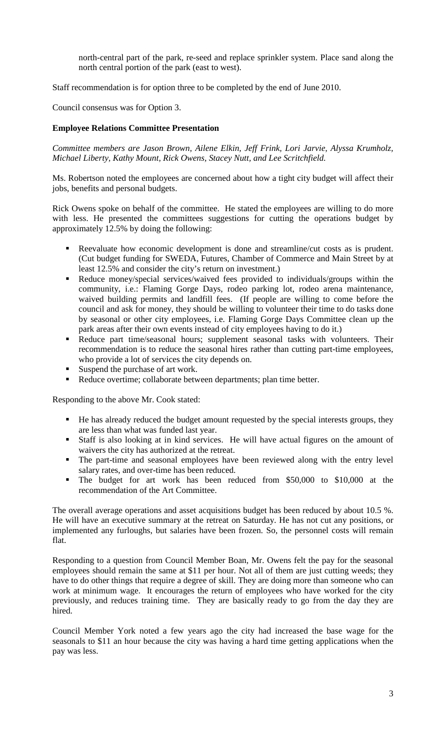north-central part of the park, re-seed and replace sprinkler system. Place sand along the north central portion of the park (east to west).

Staff recommendation is for option three to be completed by the end of June 2010.

Council consensus was for Option 3.

**Employee Relations Committee Presentation**

*Committee members are Jason Brown, Ailene Elkin, Jeff Frink, Lori Jarvie, Alyssa Krumholz, Michael Liberty, Kathy Mount, Rick Owens, Stacey Nutt, and Lee Scritchfield.*

Ms. Robertson noted the employees are concerned about how a tight city budget will affect their jobs, benefits and personal budgets.

Rick Owens spoke on behalf of the committee. He stated the employees are willing to do more with less. He presented the committees suggestions for cutting the operations budget by approximately 12.5% by doing the following:

- Reevaluate how economic development is done and streamline/cut costs as is prudent. (Cut budget funding for SWEDA, Futures, Chamber of Commerce and Main Street by at least 12.5% and consider the city's return on investment.)
- Reduce money/special services/waived fees provided to individuals/groups within the community, i.e.: Flaming Gorge Days, rodeo parking lot, rodeo arena maintenance, waived building permits and landfill fees. (If people are willing to come before the council and ask for money, they should be willing to volunteer their time to do tasks done by seasonal or other city employees, i.e. Flaming Gorge Days Committee clean up the park areas after their own events instead of city employees having to do it.)
- Reduce part time/seasonal hours; supplement seasonal tasks with volunteers. Their recommendation is to reduce the seasonal hires rather than cutting part-time employees, who provide a lot of services the city depends on.
- Suspend the purchase of art work.
- Reduce overtime; collaborate between departments; plan time better.

Responding to the above Mr. Cook stated:

- He has already reduced the budget amount requested by the special interests groups, they are less than what was funded last year.
- Staff is also looking at in kind services. He will have actual figures on the amount of waivers the city has authorized at the retreat.
- The part-time and seasonal employees have been reviewed along with the entry level salary rates, and over-time has been reduced.
- The budget for art work has been reduced from $50,000 to $10,000 at the recommendation of the Art Committee.

The overall average operations and asset acquisitions budget has been reduced by about 10.5 %. He will have an executive summary at the retreat on Saturday. He has not cut any positions, or implemented any furloughs, but salaries have been frozen. So, the personnel costs will remain flat.

Responding to a question from Council Member Boan, Mr. Owens felt the pay for the seasonal employees should remain the same at $11 per hour. Not all of them are just cutting weeds; they have to do other things that require a degree of skill. They are doing more than someone who can work at minimum wage. It encourages the return of employees who have worked for the city previously, and reduces training time. They are basically ready to go from the day they are hired.

Council Member York noted a few years ago the city had increased the base wage for the seasonals to $11 an hour because the city was having a hard time getting applications when the pay was less.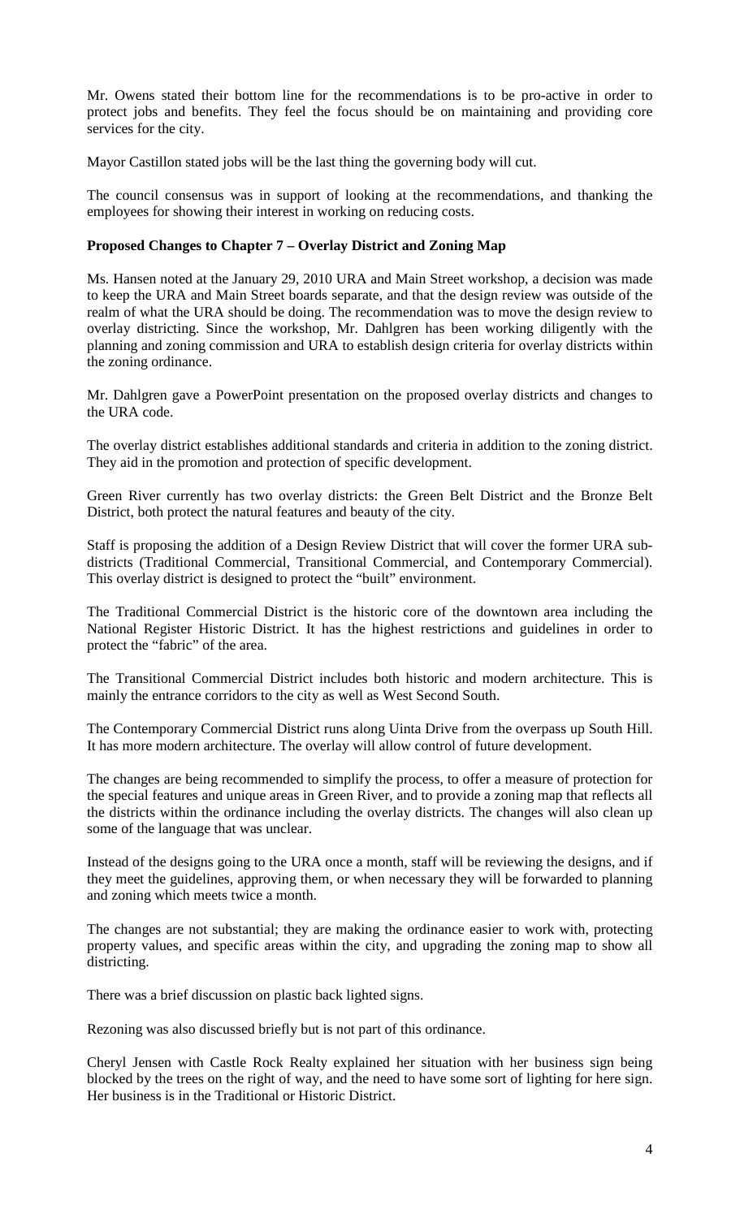Mr. Owens stated their bottom line for the recommendations is to be pro-active in order to protect jobs and benefits. They feel the focus should be on maintaining and providing core services for the city.

Mayor Castillon stated jobs will be the last thing the governing body will cut.

The council consensus was in support of looking at the recommendations, and thanking the employees for showing their interest in working on reducing costs.

**Proposed Changes to Chapter 7 – Overlay District and Zoning Map**

Ms. Hansen noted at the January 29, 2010 URA and Main Street workshop, a decision was made to keep the URA and Main Street boards separate, and that the design review was outside of the realm of what the URA should be doing. The recommendation was to move the design review to overlay districting. Since the workshop, Mr. Dahlgren has been working diligently with the planning and zoning commission and URA to establish design criteria for overlay districts within the zoning ordinance.

Mr. Dahlgren gave a PowerPoint presentation on the proposed overlay districts and changes to the URA code.

The overlay district establishes additional standards and criteria in addition to the zoning district. They aid in the promotion and protection of specific development.

Green River currently has two overlay districts: the Green Belt District and the Bronze Belt District, both protect the natural features and beauty of the city.

Staff is proposing the addition of a Design Review District that will cover the former URA sub-districts (Traditional Commercial, Transitional Commercial, and Contemporary Commercial). This overlay district is designed to protect the "built" environment.

The Traditional Commercial District is the historic core of the downtown area including the National Register Historic District. It has the highest restrictions and guidelines in order to protect the "fabric" of the area.

The Transitional Commercial District includes both historic and modern architecture. This is mainly the entrance corridors to the city as well as West Second South.

The Contemporary Commercial District runs along Uinta Drive from the overpass up South Hill. It has more modern architecture. The overlay will allow control of future development.

The changes are being recommended to simplify the process, to offer a measure of protection for the special features and unique areas in Green River, and to provide a zoning map that reflects all the districts within the ordinance including the overlay districts. The changes will also clean up some of the language that was unclear.

Instead of the designs going to the URA once a month, staff will be reviewing the designs, and if they meet the guidelines, approving them, or when necessary they will be forwarded to planning and zoning which meets twice a month.

The changes are not substantial; they are making the ordinance easier to work with, protecting property values, and specific areas within the city, and upgrading the zoning map to show all districting.

There was a brief discussion on plastic back lighted signs.

Rezoning was also discussed briefly but is not part of this ordinance.

Cheryl Jensen with Castle Rock Realty explained her situation with her business sign being blocked by the trees on the right of way, and the need to have some sort of lighting for here sign. Her business is in the Traditional or Historic District.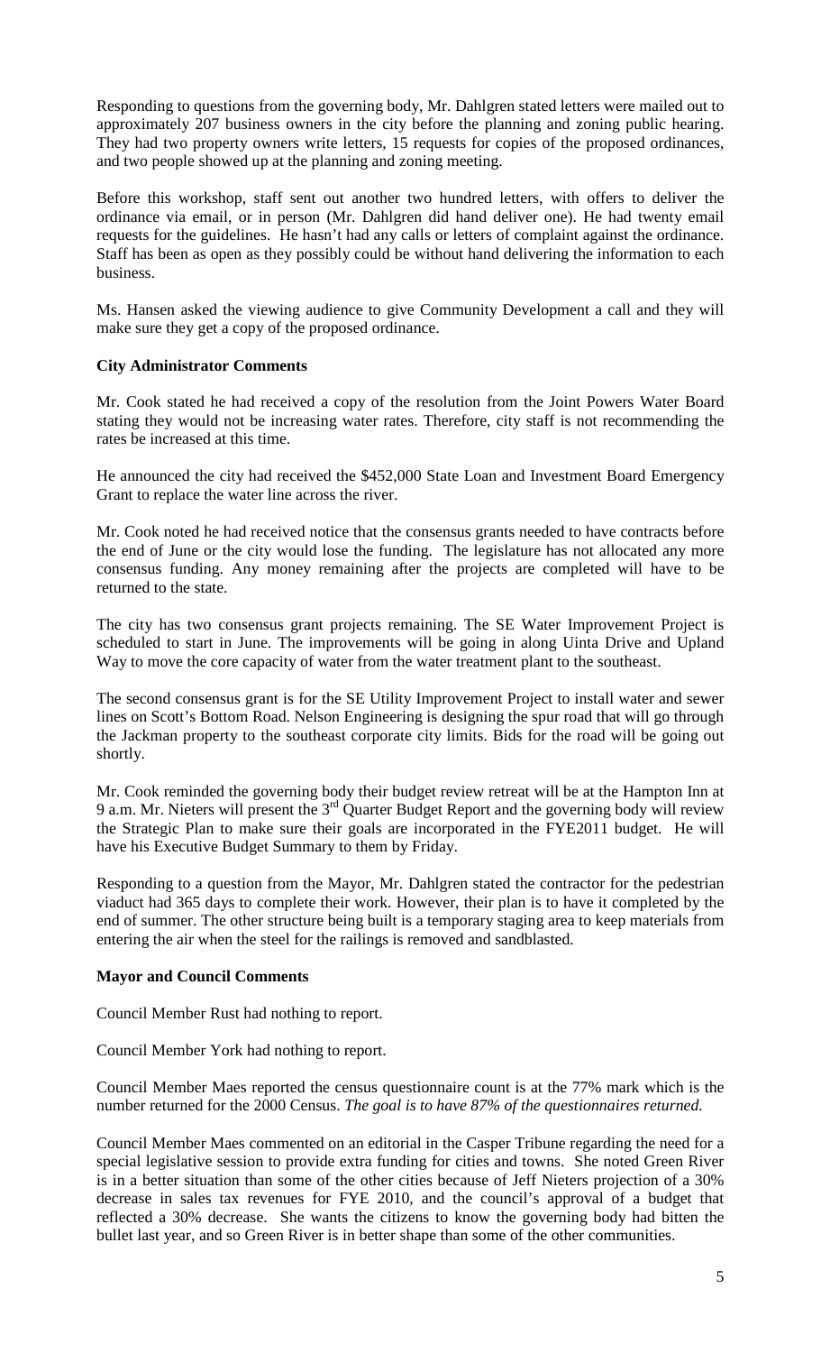Responding to questions from the governing body, Mr. Dahlgren stated letters were mailed out to approximately 207 business owners in the city before the planning and zoning public hearing. They had two property owners write letters, 15 requests for copies of the proposed ordinances, and two people showed up at the planning and zoning meeting.

Before this workshop, staff sent out another two hundred letters, with offers to deliver the ordinance via email, or in person (Mr. Dahlgren did hand deliver one). He had twenty email requests for the guidelines. He hasn't had any calls or letters of complaint against the ordinance. Staff has been as open as they possibly could be without hand delivering the information to each business.

Ms. Hansen asked the viewing audience to give Community Development a call and they will make sure they get a copy of the proposed ordinance.

**City Administrator Comments**

Mr. Cook stated he had received a copy of the resolution from the Joint Powers Water Board stating they would not be increasing water rates. Therefore, city staff is not recommending the rates be increased at this time.

He announced the city had received the $452,000 State Loan and Investment Board Emergency Grant to replace the water line across the river.

Mr. Cook noted he had received notice that the consensus grants needed to have contracts before the end of June or the city would lose the funding. The legislature has not allocated any more consensus funding. Any money remaining after the projects are completed will have to be returned to the state.

The city has two consensus grant projects remaining. The SE Water Improvement Project is scheduled to start in June. The improvements will be going in along Uinta Drive and Upland Way to move the core capacity of water from the water treatment plant to the southeast.

The second consensus grant is for the SE Utility Improvement Project to install water and sewer lines on Scott's Bottom Road. Nelson Engineering is designing the spur road that will go through the Jackman property to the southeast corporate city limits. Bids for the road will be going out shortly.

Mr. Cook reminded the governing body their budget review retreat will be at the Hampton Inn at 9 a.m. Mr. Nieters will present the 3rd Quarter Budget Report and the governing body will review the Strategic Plan to make sure their goals are incorporated in the FYE2011 budget. He will have his Executive Budget Summary to them by Friday.

Responding to a question from the Mayor, Mr. Dahlgren stated the contractor for the pedestrian viaduct had 365 days to complete their work. However, their plan is to have it completed by the end of summer. The other structure being built is a temporary staging area to keep materials from entering the air when the steel for the railings is removed and sandblasted.

**Mayor and Council Comments**

Council Member Rust had nothing to report.

Council Member York had nothing to report.

Council Member Maes reported the census questionnaire count is at the 77% mark which is the number returned for the 2000 Census. *The goal is to have 87% of the questionnaires returned.*

Council Member Maes commented on an editorial in the Casper Tribune regarding the need for a special legislative session to provide extra funding for cities and towns. She noted Green River is in a better situation than some of the other cities because of Jeff Nieters projection of a 30% decrease in sales tax revenues for FYE 2010, and the council's approval of a budget that reflected a 30% decrease. She wants the citizens to know the governing body had bitten the bullet last year, and so Green River is in better shape than some of the other communities.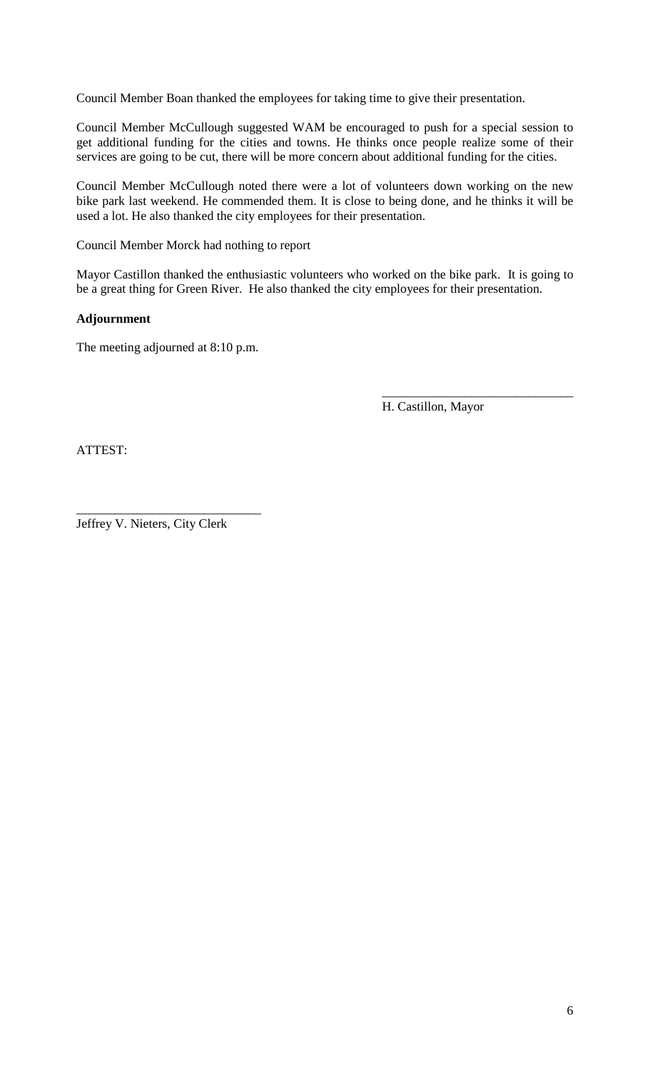Council Member Boan thanked the employees for taking time to give their presentation.

Council Member McCullough suggested WAM be encouraged to push for a special session to get additional funding for the cities and towns. He thinks once people realize some of their services are going to be cut, there will be more concern about additional funding for the cities.

Council Member McCullough noted there were a lot of volunteers down working on the new bike park last weekend. He commended them. It is close to being done, and he thinks it will be used a lot. He also thanked the city employees for their presentation.

Council Member Morck had nothing to report

Mayor Castillon thanked the enthusiastic volunteers who worked on the bike park. It is going to be a great thing for Green River. He also thanked the city employees for their presentation.

**Adjournment**

The meeting adjourned at 8:10 p.m.

\_\_\_\_\_\_\_\_\_\_\_\_\_\_\_\_\_\_\_\_\_\_\_\_\_\_\_\_\_\_

H. Castillon, Mayor

ATTEST:

\_\_\_\_\_\_\_\_\_\_\_\_\_\_\_\_\_\_\_\_\_\_\_\_\_\_\_\_\_\_

Jeffrey V. Nieters, City Clerk